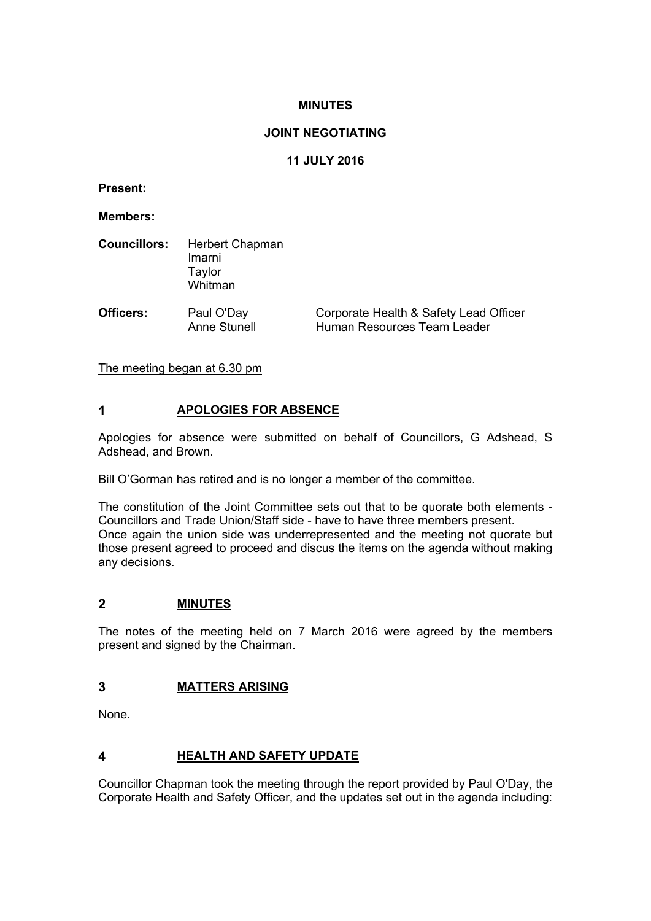**MINUTES**

**JOINT NEGOTIATING**

**11 JULY 2016**

**Present:**

**Members:**

| | | |
|---|---|---|
| **Councillors:** | Herbert Chapman<br>Imarni<br>Taylor<br>Whitman | |
| **Officers:** | Paul O'Day<br>Anne Stunell | Corporate Health & Safety Lead Officer<br>Human Resources Team Leader |

The meeting began at 6.30 pm

## 1 APOLOGIES FOR ABSENCE

Apologies for absence were submitted on behalf of Councillors, G Adshead, S Adshead, and Brown.

Bill O'Gorman has retired and is no longer a member of the committee.

The constitution of the Joint Committee sets out that to be quorate both elements - Councillors and Trade Union/Staff side - have to have three members present.
Once again the union side was underrepresented and the meeting not quorate but those present agreed to proceed and discus the items on the agenda without making any decisions.

## 2 MINUTES

The notes of the meeting held on 7 March 2016 were agreed by the members present and signed by the Chairman.

## 3 MATTERS ARISING

None.

## 4 HEALTH AND SAFETY UPDATE

Councillor Chapman took the meeting through the report provided by Paul O'Day, the Corporate Health and Safety Officer, and the updates set out in the agenda including: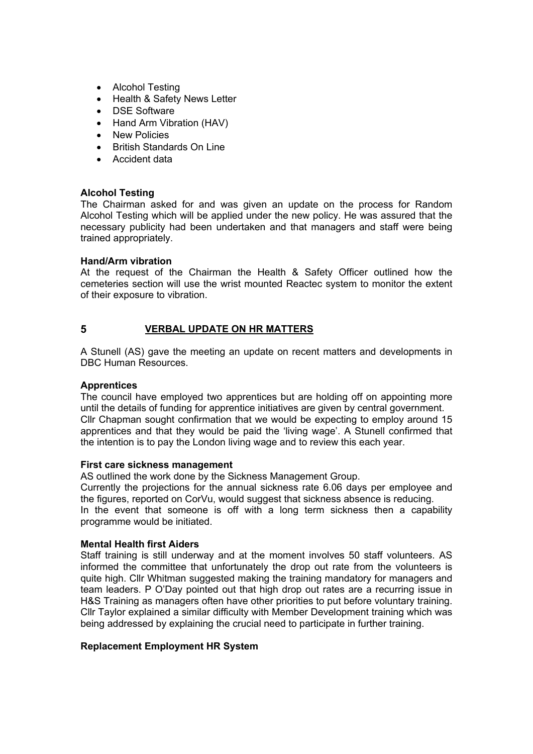- Alcohol Testing
- Health & Safety News Letter
- DSE Software
- Hand Arm Vibration (HAV)
- New Policies
- British Standards On Line
- Accident data

**Alcohol Testing**

The Chairman asked for and was given an update on the process for Random Alcohol Testing which will be applied under the new policy. He was assured that the necessary publicity had been undertaken and that managers and staff were being trained appropriately.

**Hand/Arm vibration**

At the request of the Chairman the Health & Safety Officer outlined how the cemeteries section will use the wrist mounted Reactec system to monitor the extent of their exposure to vibration.

## 5 VERBAL UPDATE ON HR MATTERS

A Stunell (AS) gave the meeting an update on recent matters and developments in DBC Human Resources.

**Apprentices**

The council have employed two apprentices but are holding off on appointing more until the details of funding for apprentice initiatives are given by central government.
Cllr Chapman sought confirmation that we would be expecting to employ around 15 apprentices and that they would be paid the 'living wage'. A Stunell confirmed that the intention is to pay the London living wage and to review this each year.

**First care sickness management**

AS outlined the work done by the Sickness Management Group.
Currently the projections for the annual sickness rate 6.06 days per employee and the figures, reported on CorVu, would suggest that sickness absence is reducing.
In the event that someone is off with a long term sickness then a capability programme would be initiated.

**Mental Health first Aiders**

Staff training is still underway and at the moment involves 50 staff volunteers. AS informed the committee that unfortunately the drop out rate from the volunteers is quite high. Cllr Whitman suggested making the training mandatory for managers and team leaders. P O'Day pointed out that high drop out rates are a recurring issue in H&S Training as managers often have other priorities to put before voluntary training. Cllr Taylor explained a similar difficulty with Member Development training which was being addressed by explaining the crucial need to participate in further training.

**Replacement Employment HR System**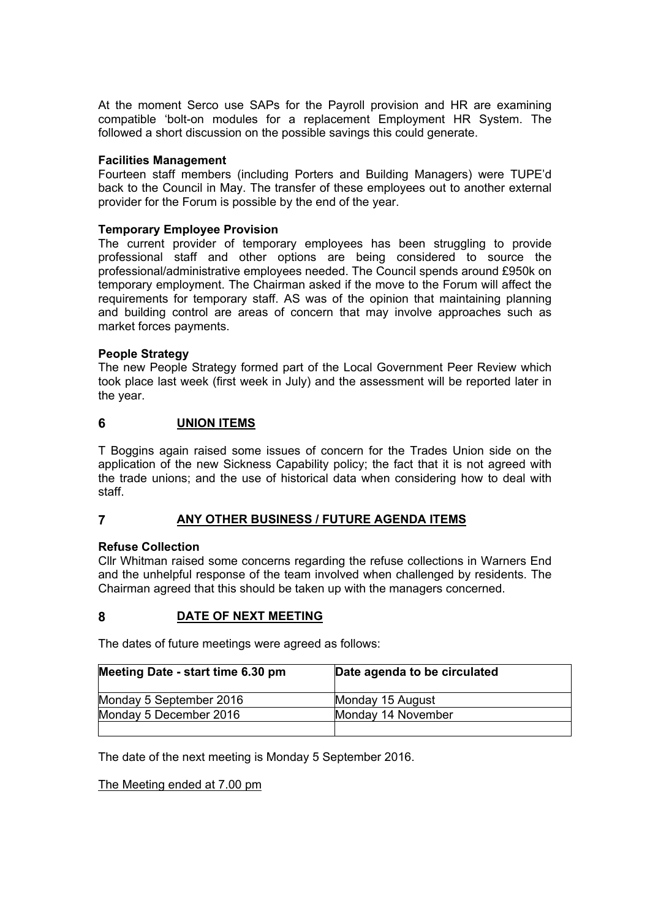At the moment Serco use SAPs for the Payroll provision and HR are examining compatible 'bolt-on modules for a replacement Employment HR System. The followed a short discussion on the possible savings this could generate.

**Facilities Management**

Fourteen staff members (including Porters and Building Managers) were TUPE'd back to the Council in May. The transfer of these employees out to another external provider for the Forum is possible by the end of the year.

**Temporary Employee Provision**

The current provider of temporary employees has been struggling to provide professional staff and other options are being considered to source the professional/administrative employees needed. The Council spends around £950k on temporary employment. The Chairman asked if the move to the Forum will affect the requirements for temporary staff. AS was of the opinion that maintaining planning and building control are areas of concern that may involve approaches such as market forces payments.

**People Strategy**

The new People Strategy formed part of the Local Government Peer Review which took place last week (first week in July) and the assessment will be reported later in the year.

## 6 UNION ITEMS

T Boggins again raised some issues of concern for the Trades Union side on the application of the new Sickness Capability policy; the fact that it is not agreed with the trade unions; and the use of historical data when considering how to deal with staff.

## 7 ANY OTHER BUSINESS / FUTURE AGENDA ITEMS

**Refuse Collection**

Cllr Whitman raised some concerns regarding the refuse collections in Warners End and the unhelpful response of the team involved when challenged by residents. The Chairman agreed that this should be taken up with the managers concerned.

## 8 DATE OF NEXT MEETING

The dates of future meetings were agreed as follows:

| Meeting Date - start time 6.30 pm | Date agenda to be circulated |
|---|---|
| Monday 5 September 2016 | Monday 15 August |
| Monday 5 December 2016 | Monday 14 November |
| | |

The date of the next meeting is Monday 5 September 2016.

The Meeting ended at 7.00 pm